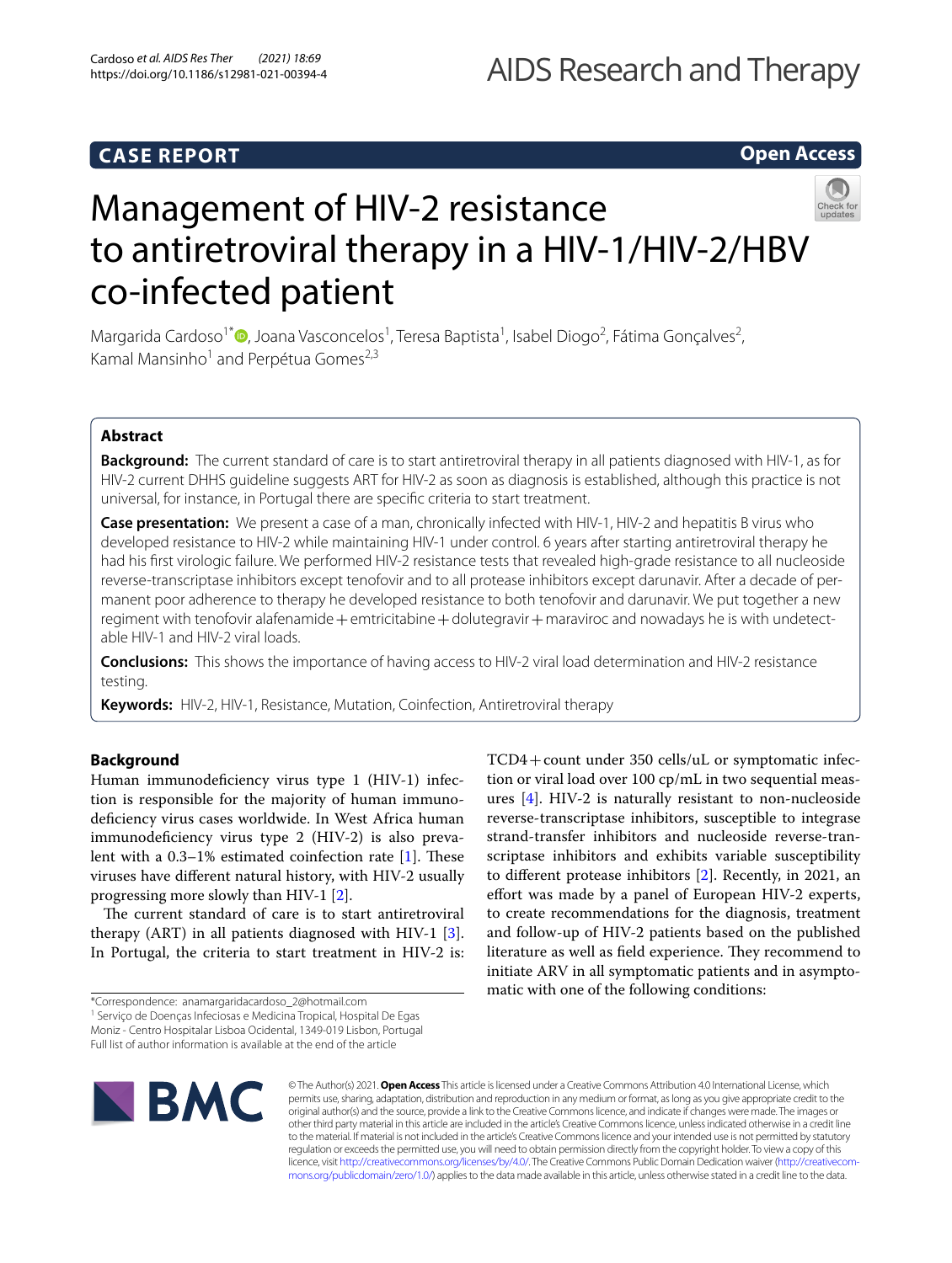CASE REPORT

Open Access

# Management of HIV-2 resistance to antiretroviral therapy in a HIV-1/HIV-2/HBV co-infected patient

Margarida Cardoso[1*], Joana Vasconcelos[1], Teresa Baptista[1], Isabel Diogo[2], Fátima Gonçalves[2], Kamal Mansinho[1] and Perpétua Gomes[2,3]

## Abstract

**Background:** The current standard of care is to start antiretroviral therapy in all patients diagnosed with HIV-1, as for HIV-2 current DHHS guideline suggests ART for HIV-2 as soon as diagnosis is established, although this practice is not universal, for instance, in Portugal there are specific criteria to start treatment.

**Case presentation:** We present a case of a man, chronically infected with HIV-1, HIV-2 and hepatitis B virus who developed resistance to HIV-2 while maintaining HIV-1 under control. 6 years after starting antiretroviral therapy he had his first virologic failure. We performed HIV-2 resistance tests that revealed high-grade resistance to all nucleoside reverse-transcriptase inhibitors except tenofovir and to all protease inhibitors except darunavir. After a decade of permanent poor adherence to therapy he developed resistance to both tenofovir and darunavir. We put together a new regiment with tenofovir alafenamide + emtricitabine + dolutegravir + maraviroc and nowadays he is with undetectable HIV-1 and HIV-2 viral loads.

**Conclusions:** This shows the importance of having access to HIV-2 viral load determination and HIV-2 resistance testing.

**Keywords:** HIV-2, HIV-1, Resistance, Mutation, Coinfection, Antiretroviral therapy

## Background

Human immunodeficiency virus type 1 (HIV-1) infection is responsible for the majority of human immunodeficiency virus cases worldwide. In West Africa human immunodeficiency virus type 2 (HIV-2) is also prevalent with a 0.3–1% estimated coinfection rate [1]. These viruses have different natural history, with HIV-2 usually progressing more slowly than HIV-1 [2].

The current standard of care is to start antiretroviral therapy (ART) in all patients diagnosed with HIV-1 [3]. In Portugal, the criteria to start treatment in HIV-2 is: TCD4 + count under 350 cells/uL or symptomatic infection or viral load over 100 cp/mL in two sequential measures [4]. HIV-2 is naturally resistant to non-nucleoside reverse-transcriptase inhibitors, susceptible to integrase strand-transfer inhibitors and nucleoside reverse-transcriptase inhibitors and exhibits variable susceptibility to different protease inhibitors [2]. Recently, in 2021, an effort was made by a panel of European HIV-2 experts, to create recommendations for the diagnosis, treatment and follow-up of HIV-2 patients based on the published literature as well as field experience. They recommend to initiate ARV in all symptomatic patients and in asymptomatic with one of the following conditions:

*Correspondence: anamargaridacardoso_2@hotmail.com
[1] Serviço de Doenças Infeciosas e Medicina Tropical, Hospital De Egas Moniz - Centro Hospitalar Lisboa Ocidental, 1349-019 Lisbon, Portugal
Full list of author information is available at the end of the article

© The Author(s) 2021. **Open Access** This article is licensed under a Creative Commons Attribution 4.0 International License, which permits use, sharing, adaptation, distribution and reproduction in any medium or format, as long as you give appropriate credit to the original author(s) and the source, provide a link to the Creative Commons licence, and indicate if changes were made. The images or other third party material in this article are included in the article's Creative Commons licence, unless indicated otherwise in a credit line to the material. If material is not included in the article's Creative Commons licence and your intended use is not permitted by statutory regulation or exceeds the permitted use, you will need to obtain permission directly from the copyright holder. To view a copy of this licence, visit http://creativecommons.org/licenses/by/4.0/. The Creative Commons Public Domain Dedication waiver (http://creativecommons.org/publicdomain/zero/1.0/) applies to the data made available in this article, unless otherwise stated in a credit line to the data.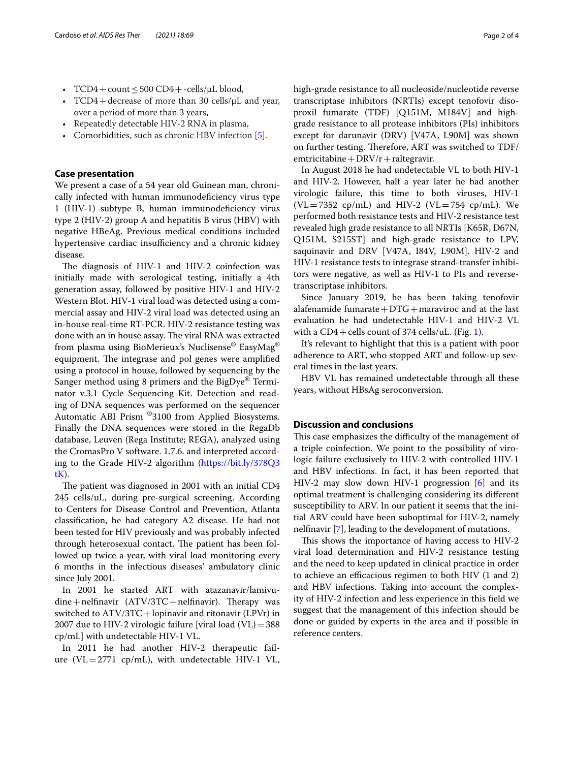- TCD4 + count ≤ 500 CD4 + -cells/µL blood,
- TCD4 + decrease of more than 30 cells/µL and year, over a period of more than 3 years,
- Repeatedly detectable HIV-2 RNA in plasma,
- Comorbidities, such as chronic HBV infection [5].

## Case presentation

We present a case of a 54 year old Guinean man, chronically infected with human immunodeficiency virus type 1 (HIV-1) subtype B, human immunodeficiency virus type 2 (HIV-2) group A and hepatitis B virus (HBV) with negative HBeAg. Previous medical conditions included hypertensive cardiac insufficiency and a chronic kidney disease.

The diagnosis of HIV-1 and HIV-2 coinfection was initially made with serological testing, initially a 4th generation assay, followed by positive HIV-1 and HIV-2 Western Blot. HIV-1 viral load was detected using a commercial assay and HIV-2 viral load was detected using an in-house real-time RT-PCR. HIV-2 resistance testing was done with an in house assay. The viral RNA was extracted from plasma using BioMerieux's Nuclisense® EasyMag® equipment. The integrase and pol genes were amplified using a protocol in house, followed by sequencing by the Sanger method using 8 primers and the BigDye® Terminator v.3.1 Cycle Sequencing Kit. Detection and reading of DNA sequences was performed on the sequencer Automatic ABI Prism ®3100 from Applied Biosystems. Finally the DNA sequences were stored in the RegaDb database, Leuven (Rega Institute; REGA), analyzed using the CromasPro V software. 1.7.6. and interpreted according to the Grade HIV-2 algorithm (https://bit.ly/378Q3tK).

The patient was diagnosed in 2001 with an initial CD4 245 cells/uL, during pre-surgical screening. According to Centers for Disease Control and Prevention, Atlanta classification, he had category A2 disease. He had not been tested for HIV previously and was probably infected through heterosexual contact. The patient has been followed up twice a year, with viral load monitoring every 6 months in the infectious diseases' ambulatory clinic since July 2001.

In 2001 he started ART with atazanavir/lamivudine + nelfinavir (ATV/3TC + nelfinavir). Therapy was switched to ATV/3TC + lopinavir and ritonavir (LPVr) in 2007 due to HIV-2 virologic failure [viral load (VL) = 388 cp/mL] with undetectable HIV-1 VL.

In 2011 he had another HIV-2 therapeutic failure (VL = 2771 cp/mL), with undetectable HIV-1 VL, high-grade resistance to all nucleoside/nucleotide reverse transcriptase inhibitors (NRTIs) except tenofovir disoproxil fumarate (TDF) [Q151M, M184V] and high-grade resistance to all protease inhibitors (PIs) inhibitors except for darunavir (DRV) [V47A, L90M] was shown on further testing. Therefore, ART was switched to TDF/emtricitabine + DRV/r + raltegravir.

In August 2018 he had undetectable VL to both HIV-1 and HIV-2. However, half a year later he had another virologic failure, this time to both viruses, HIV-1 (VL = 7352 cp/mL) and HIV-2 (VL = 754 cp/mL). We performed both resistance tests and HIV-2 resistance test revealed high grade resistance to all NRTIs [K65R, D67N, Q151M, S215ST] and high-grade resistance to LPV, saquinavir and DRV [V47A, I84V, L90M]. HIV-2 and HIV-1 resistance tests to integrase strand-transfer inhibitors were negative, as well as HIV-1 to PIs and reverse-transcriptase inhibitors.

Since January 2019, he has been taking tenofovir alafenamide fumarate + DTG + maraviroc and at the last evaluation he had undetectable HIV-1 and HIV-2 VL with a CD4 + cells count of 374 cells/uL. (Fig. 1).

It's relevant to highlight that this is a patient with poor adherence to ART, who stopped ART and follow-up several times in the last years.

HBV VL has remained undetectable through all these years, without HBsAg seroconversion.

## Discussion and conclusions

This case emphasizes the difficulty of the management of a triple coinfection. We point to the possibility of virologic failure exclusively to HIV-2 with controlled HIV-1 and HBV infections. In fact, it has been reported that HIV-2 may slow down HIV-1 progression [6] and its optimal treatment is challenging considering its different susceptibility to ARV. In our patient it seems that the initial ARV could have been suboptimal for HIV-2, namely nelfinavir [7], leading to the development of mutations.

This shows the importance of having access to HIV-2 viral load determination and HIV-2 resistance testing and the need to keep updated in clinical practice in order to achieve an efficacious regimen to both HIV (1 and 2) and HBV infections. Taking into account the complexity of HIV-2 infection and less experience in this field we suggest that the management of this infection should be done or guided by experts in the area and if possible in reference centers.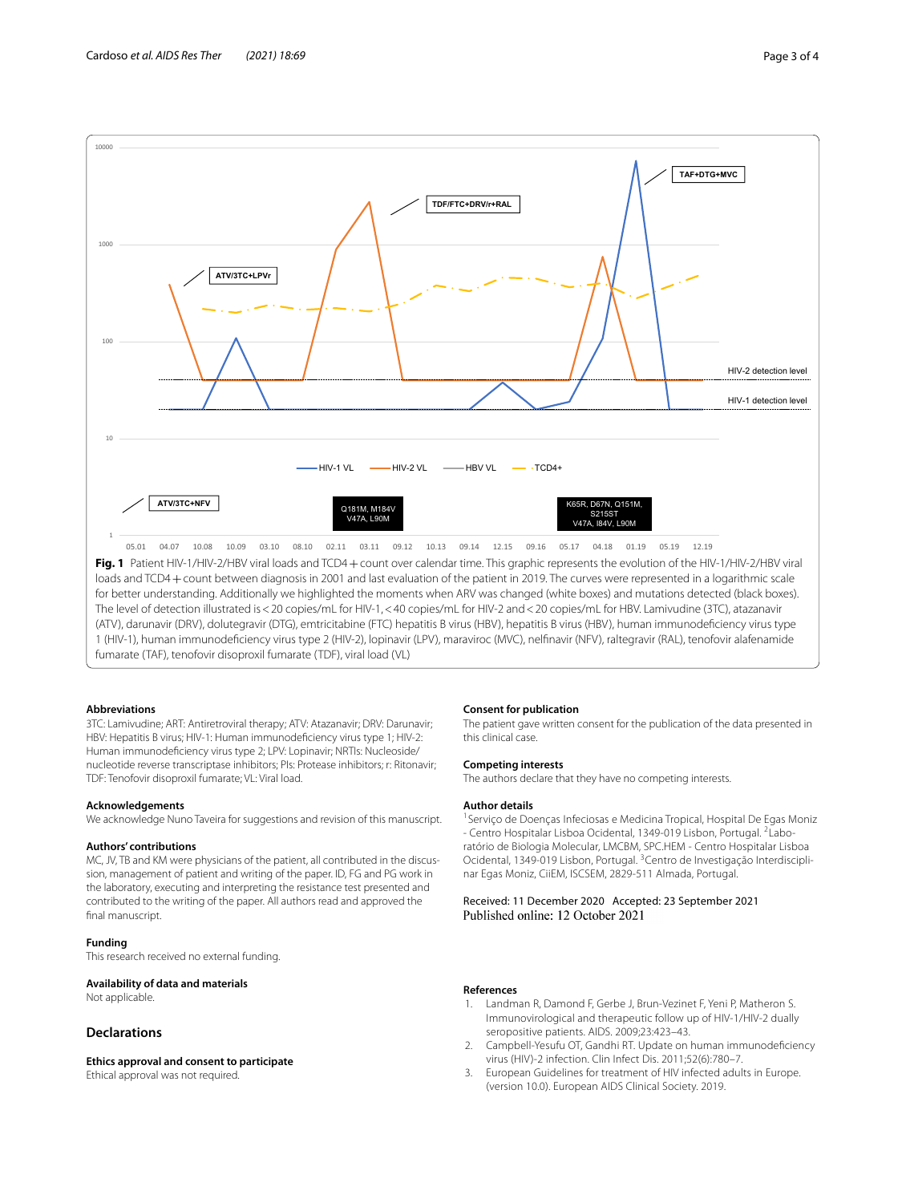**Fig. 1** Patient HIV-1/HIV-2/HBV viral loads and TCD4 + count over calendar time. This graphic represents the evolution of the HIV-1/HIV-2/HBV viral loads and TCD4 + count between diagnosis in 2001 and last evaluation of the patient in 2019. The curves were represented in a logarithmic scale for better understanding. Additionally we highlighted the moments when ARV was changed (white boxes) and mutations detected (black boxes). The level of detection illustrated is < 20 copies/mL for HIV-1, < 40 copies/mL for HIV-2 and < 20 copies/mL for HBV. Lamivudine (3TC), atazanavir (ATV), darunavir (DRV), dolutegravir (DTG), emtricitabine (FTC) hepatitis B virus (HBV), hepatitis B virus (HBV), human immunodeficiency virus type 1 (HIV-1), human immunodeficiency virus type 2 (HIV-2), lopinavir (LPV), maraviroc (MVC), nelfinavir (NFV), raltegravir (RAL), tenofovir alafenamide fumarate (TAF), tenofovir disoproxil fumarate (TDF), viral load (VL)

### Abbreviations

3TC: Lamivudine; ART: Antiretroviral therapy; ATV: Atazanavir; DRV: Darunavir; HBV: Hepatitis B virus; HIV-1: Human immunodeficiency virus type 1; HIV-2: Human immunodeficiency virus type 2; LPV: Lopinavir; NRTIs: Nucleoside/nucleotide reverse transcriptase inhibitors; PIs: Protease inhibitors; r: Ritonavir; TDF: Tenofovir disoproxil fumarate; VL: Viral load.

### Acknowledgements

We acknowledge Nuno Taveira for suggestions and revision of this manuscript.

### Authors' contributions

MC, JV, TB and KM were physicians of the patient, all contributed in the discussion, management of patient and writing of the paper. ID, FG and PG work in the laboratory, executing and interpreting the resistance test presented and contributed to the writing of the paper. All authors read and approved the final manuscript.

### Funding

This research received no external funding.

### Availability of data and materials

Not applicable.

## Declarations

### Ethics approval and consent to participate

Ethical approval was not required.

### Consent for publication

The patient gave written consent for the publication of the data presented in this clinical case.

### Competing interests

The authors declare that they have no competing interests.

### Author details

[1] Serviço de Doenças Infeciosas e Medicina Tropical, Hospital De Egas Moniz - Centro Hospitalar Lisboa Ocidental, 1349-019 Lisbon, Portugal. [2] Laboratório de Biologia Molecular, LMCBM, SPC.HEM - Centro Hospitalar Lisboa Ocidental, 1349-019 Lisbon, Portugal. [3] Centro de Investigação Interdisciplinar Egas Moniz, CiiEM, ISCSEM, 2829-511 Almada, Portugal.

Received: 11 December 2020 Accepted: 23 September 2021
Published online: 12 October 2021

### References

1. Landman R, Damond F, Gerbe J, Brun-Vezinet F, Yeni P, Matheron S. Immunovirological and therapeutic follow up of HIV-1/HIV-2 dually seropositive patients. AIDS. 2009;23:423–43.
2. Campbell-Yesufu OT, Gandhi RT. Update on human immunodeficiency virus (HIV)-2 infection. Clin Infect Dis. 2011;52(6):780–7.
3. European Guidelines for treatment of HIV infected adults in Europe. (version 10.0). European AIDS Clinical Society. 2019.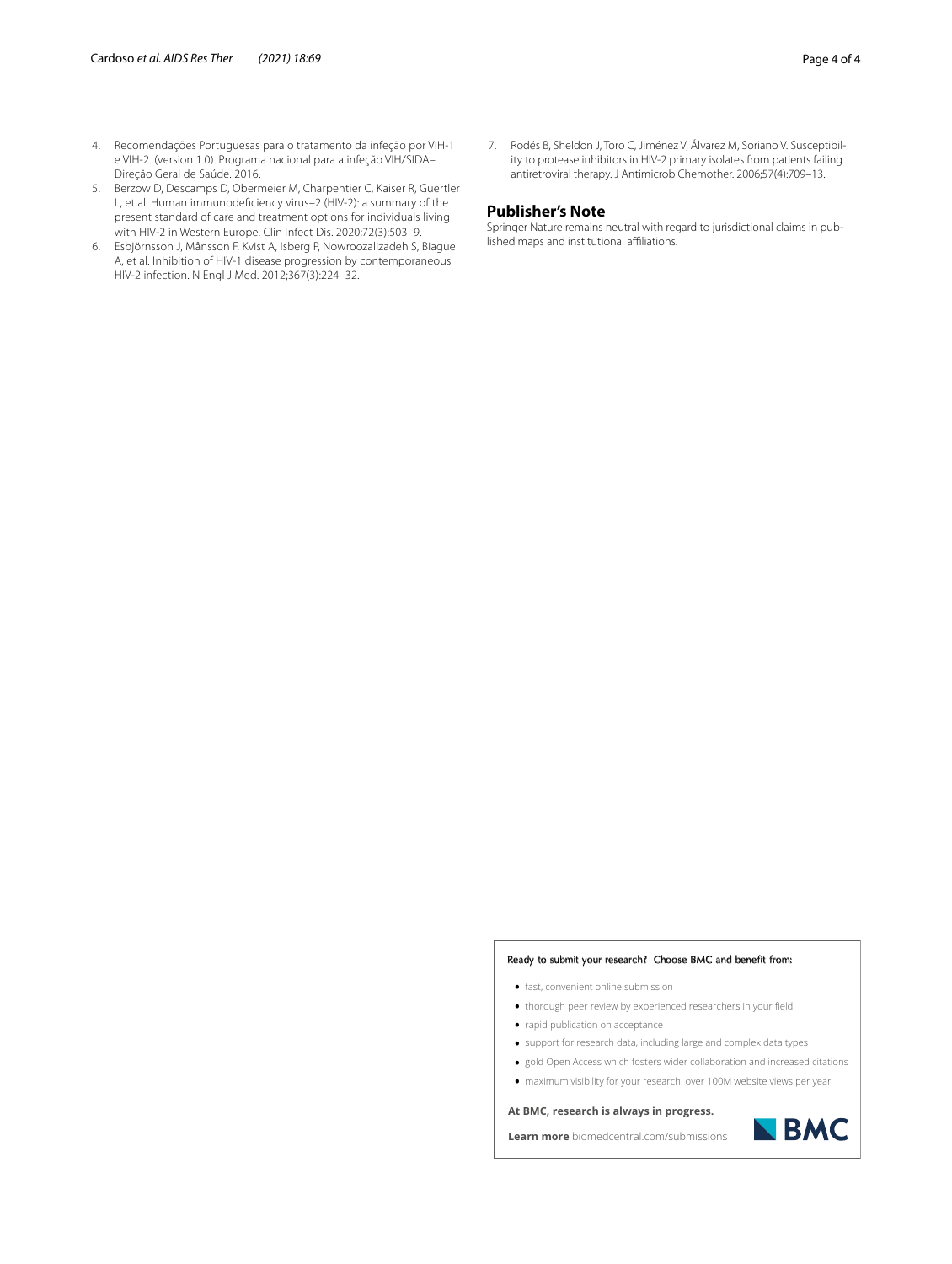4. Recomendações Portuguesas para o tratamento da infeção por VIH-1 e VIH-2. (version 1.0). Programa nacional para a infeção VIH/SIDA–Direção Geral de Saúde. 2016.
5. Berzow D, Descamps D, Obermeier M, Charpentier C, Kaiser R, Guertler L, et al. Human immunodeficiency virus–2 (HIV-2): a summary of the present standard of care and treatment options for individuals living with HIV-2 in Western Europe. Clin Infect Dis. 2020;72(3):503–9.
6. Esbjörnsson J, Månsson F, Kvist A, Isberg P, Nowroozalizadeh S, Biague A, et al. Inhibition of HIV-1 disease progression by contemporaneous HIV-2 infection. N Engl J Med. 2012;367(3):224–32.
7. Rodés B, Sheldon J, Toro C, Jiménez V, Álvarez M, Soriano V. Susceptibility to protease inhibitors in HIV-2 primary isolates from patients failing antiretroviral therapy. J Antimicrob Chemother. 2006;57(4):709–13.

## Publisher's Note

Springer Nature remains neutral with regard to jurisdictional claims in published maps and institutional affiliations.

Ready to submit your research? Choose BMC and benefit from:

- fast, convenient online submission
- thorough peer review by experienced researchers in your field
- rapid publication on acceptance
- support for research data, including large and complex data types
- gold Open Access which fosters wider collaboration and increased citations
- maximum visibility for your research: over 100M website views per year

**At BMC, research is always in progress.**

**Learn more** biomedcentral.com/submissions

BMC